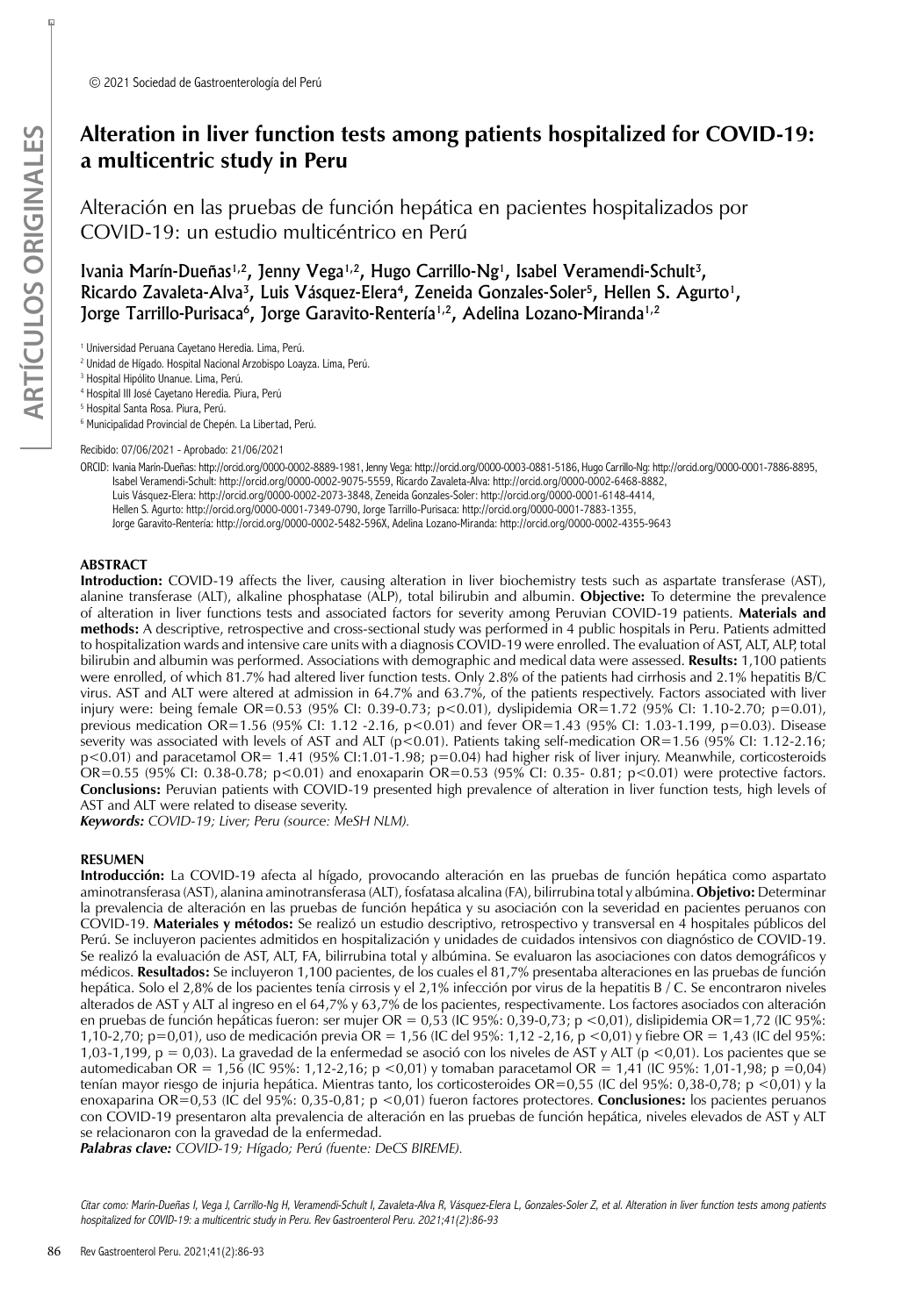© 2021 Sociedad de Gastroenterología del Perú

# Alteration in liver function tests among patients hospitalized for COVID-19: a multicentric study in Peru

## Alteración en las pruebas de función hepática en pacientes hospitalizados por COVID-19: un estudio multicéntrico en Perú

Ivania Marín-Dueñas[1,2], Jenny Vega[1,2], Hugo Carrillo-Ng[1], Isabel Veramendi-Schult[3], Ricardo Zavaleta-Alva[3], Luis Vásquez-Elera[4], Zeneida Gonzales-Soler[5], Hellen S. Agurto[1], Jorge Tarrillo-Purisaca[6], Jorge Garavito-Rentería[1,2], Adelina Lozano-Miranda[1,2]

[1] Universidad Peruana Cayetano Heredia. Lima, Perú.
[2] Unidad de Hígado. Hospital Nacional Arzobispo Loayza. Lima, Perú.
[3] Hospital Hipólito Unanue. Lima, Perú.
[4] Hospital III José Cayetano Heredia. Piura, Perú
[5] Hospital Santa Rosa. Piura, Perú.
[6] Municipalidad Provincial de Chepén. La Libertad, Perú.

Recibido: 07/06/2021 - Aprobado: 21/06/2021

ORCID: Ivania Marín-Dueñas: http://orcid.org/0000-0002-8889-1981, Jenny Vega: http://orcid.org/0000-0003-0881-5186, Hugo Carrillo-Ng: http://orcid.org/0000-0001-7886-8895, Isabel Veramendi-Schult: http://orcid.org/0000-0002-9075-5559, Ricardo Zavaleta-Alva: http://orcid.org/0000-0002-6468-8882, Luis Vásquez-Elera: http://orcid.org/0000-0002-2073-3848, Zeneida Gonzales-Soler: http://orcid.org/0000-0001-6148-4414, Hellen S. Agurto: http://orcid.org/0000-0001-7349-0790, Jorge Tarrillo-Purisaca: http://orcid.org/0000-0001-7883-1355, Jorge Garavito-Rentería: http://orcid.org/0000-0002-5482-596X, Adelina Lozano-Miranda: http://orcid.org/0000-0002-4355-9643

### ABSTRACT

**Introduction:** COVID-19 affects the liver, causing alteration in liver biochemistry tests such as aspartate transferase (AST), alanine transferase (ALT), alkaline phosphatase (ALP), total bilirubin and albumin. **Objective:** To determine the prevalence of alteration in liver functions tests and associated factors for severity among Peruvian COVID-19 patients. **Materials and methods:** A descriptive, retrospective and cross-sectional study was performed in 4 public hospitals in Peru. Patients admitted to hospitalization wards and intensive care units with a diagnosis COVID-19 were enrolled. The evaluation of AST, ALT, ALP, total bilirubin and albumin was performed. Associations with demographic and medical data were assessed. **Results:** 1,100 patients were enrolled, of which 81.7% had altered liver function tests. Only 2.8% of the patients had cirrhosis and 2.1% hepatitis B/C virus. AST and ALT were altered at admission in 64.7% and 63.7%, of the patients respectively. Factors associated with liver injury were: being female OR=0.53 (95% CI: 0.39-0.73; p<0.01), dyslipidemia OR=1.72 (95% CI: 1.10-2.70; p=0.01), previous medication OR=1.56 (95% CI: 1.12 -2.16, p<0.01) and fever OR=1.43 (95% CI: 1.03-1.199, p=0.03). Disease severity was associated with levels of AST and ALT (p<0.01). Patients taking self-medication OR=1.56 (95% CI: 1.12-2.16; p<0.01) and paracetamol OR= 1.41 (95% CI:1.01-1.98; p=0.04) had higher risk of liver injury. Meanwhile, corticosteroids OR=0.55 (95% CI: 0.38-0.78; p<0.01) and enoxaparin OR=0.53 (95% CI: 0.35- 0.81; p<0.01) were protective factors. **Conclusions:** Peruvian patients with COVID-19 presented high prevalence of alteration in liver function tests, high levels of AST and ALT were related to disease severity.

***Keywords:** COVID-19; Liver; Peru (source: MeSH NLM).*

### RESUMEN

**Introducción:** La COVID-19 afecta al hígado, provocando alteración en las pruebas de función hepática como aspartato aminotransferasa (AST), alanina aminotransferasa (ALT), fosfatasa alcalina (FA), bilirrubina total y albúmina. **Objetivo:** Determinar la prevalencia de alteración en las pruebas de función hepática y su asociación con la severidad en pacientes peruanos con COVID-19. **Materiales y métodos:** Se realizó un estudio descriptivo, retrospectivo y transversal en 4 hospitales públicos del Perú. Se incluyeron pacientes admitidos en hospitalización y unidades de cuidados intensivos con diagnóstico de COVID-19. Se realizó la evaluación de AST, ALT, FA, bilirrubina total y albúmina. Se evaluaron las asociaciones con datos demográficos y médicos. **Resultados:** Se incluyeron 1,100 pacientes, de los cuales el 81,7% presentaba alteraciones en las pruebas de función hepática. Solo el 2,8% de los pacientes tenía cirrosis y el 2,1% infección por virus de la hepatitis B / C. Se encontraron niveles alterados de AST y ALT al ingreso en el 64,7% y 63,7% de los pacientes, respectivamente. Los factores asociados con alteración en pruebas de función hepáticas fueron: ser mujer OR = 0,53 (IC 95%: 0,39-0,73; p <0,01), dislipidemia OR=1,72 (IC 95%: 1,10-2,70; p=0,01), uso de medicación previa OR = 1,56 (IC del 95%: 1,12 -2,16, p <0,01) y fiebre OR = 1,43 (IC del 95%: 1,03-1,199, p = 0,03). La gravedad de la enfermedad se asoció con los niveles de AST y ALT (p <0,01). Los pacientes que se automedicaban OR = 1,56 (IC 95%: 1,12-2,16; p <0,01) y tomaban paracetamol OR = 1,41 (IC 95%: 1,01-1,98; p =0,04) tenían mayor riesgo de injuria hepática. Mientras tanto, los corticosteroides OR=0,55 (IC del 95%: 0,38-0,78; p <0,01) y la enoxaparina OR=0,53 (IC del 95%: 0,35-0,81; p <0,01) fueron factores protectores. **Conclusiones:** los pacientes peruanos con COVID-19 presentaron alta prevalencia de alteración en las pruebas de función hepática, niveles elevados de AST y ALT se relacionaron con la gravedad de la enfermedad.

***Palabras clave:** COVID-19; Hígado; Perú (fuente: DeCS BIREME).*

*Citar como: Marín-Dueñas I, Vega J, Carrillo-Ng H, Veramendi-Schult I, Zavaleta-Alva R, Vásquez-Elera L, Gonzales-Soler Z, et al. Alteration in liver function tests among patients hospitalized for COVID-19: a multicentric study in Peru. Rev Gastroenterol Peru. 2021;41(2):86-93*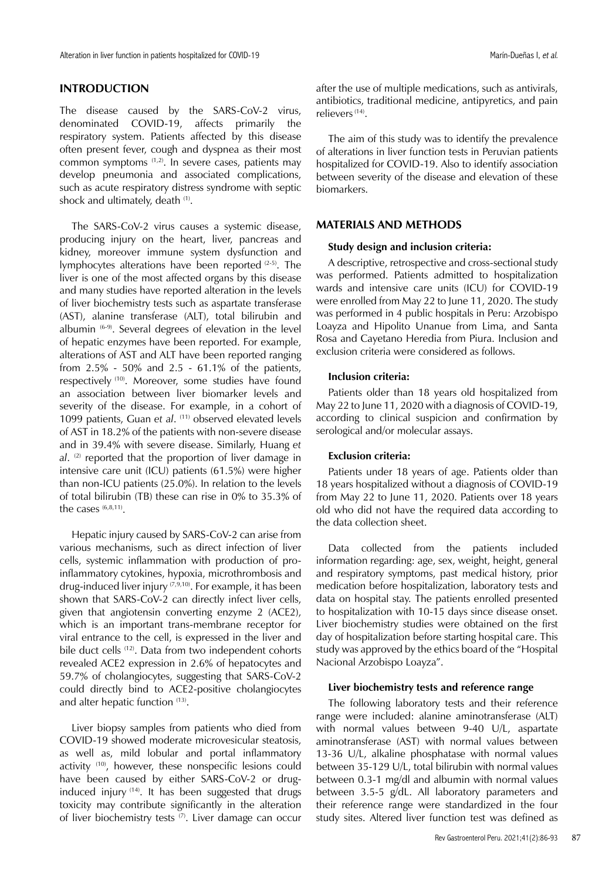## INTRODUCTION

The disease caused by the SARS-CoV-2 virus, denominated COVID-19, affects primarily the respiratory system. Patients affected by this disease often present fever, cough and dyspnea as their most common symptoms [1,2]. In severe cases, patients may develop pneumonia and associated complications, such as acute respiratory distress syndrome with septic shock and ultimately, death [1].

The SARS-CoV-2 virus causes a systemic disease, producing injury on the heart, liver, pancreas and kidney, moreover immune system dysfunction and lymphocytes alterations have been reported [2-5]. The liver is one of the most affected organs by this disease and many studies have reported alteration in the levels of liver biochemistry tests such as aspartate transferase (AST), alanine transferase (ALT), total bilirubin and albumin [6-9]. Several degrees of elevation in the level of hepatic enzymes have been reported. For example, alterations of AST and ALT have been reported ranging from 2.5% - 50% and 2.5 - 61.1% of the patients, respectively [10]. Moreover, some studies have found an association between liver biomarker levels and severity of the disease. For example, in a cohort of 1099 patients, Guan *et al*. [11] observed elevated levels of AST in 18.2% of the patients with non-severe disease and in 39.4% with severe disease. Similarly, Huang *et al*. [2] reported that the proportion of liver damage in intensive care unit (ICU) patients (61.5%) were higher than non-ICU patients (25.0%). In relation to the levels of total bilirubin (TB) these can rise in 0% to 35.3% of the cases [6,8,11].

Hepatic injury caused by SARS-CoV-2 can arise from various mechanisms, such as direct infection of liver cells, systemic inflammation with production of pro-inflammatory cytokines, hypoxia, microthrombosis and drug-induced liver injury [7,9,10]. For example, it has been shown that SARS-CoV-2 can directly infect liver cells, given that angiotensin converting enzyme 2 (ACE2), which is an important trans-membrane receptor for viral entrance to the cell, is expressed in the liver and bile duct cells [12]. Data from two independent cohorts revealed ACE2 expression in 2.6% of hepatocytes and 59.7% of cholangiocytes, suggesting that SARS-CoV-2 could directly bind to ACE2-positive cholangiocytes and alter hepatic function [13].

Liver biopsy samples from patients who died from COVID-19 showed moderate microvesicular steatosis, as well as, mild lobular and portal inflammatory activity [10], however, these nonspecific lesions could have been caused by either SARS-CoV-2 or drug-induced injury [14]. It has been suggested that drugs toxicity may contribute significantly in the alteration of liver biochemistry tests [7]. Liver damage can occur after the use of multiple medications, such as antivirals, antibiotics, traditional medicine, antipyretics, and pain relievers [14].

The aim of this study was to identify the prevalence of alterations in liver function tests in Peruvian patients hospitalized for COVID-19. Also to identify association between severity of the disease and elevation of these biomarkers.

## MATERIALS AND METHODS

### Study design and inclusion criteria:

A descriptive, retrospective and cross-sectional study was performed. Patients admitted to hospitalization wards and intensive care units (ICU) for COVID-19 were enrolled from May 22 to June 11, 2020. The study was performed in 4 public hospitals in Peru: Arzobispo Loayza and Hipolito Unanue from Lima, and Santa Rosa and Cayetano Heredia from Piura. Inclusion and exclusion criteria were considered as follows.

### Inclusion criteria:

Patients older than 18 years old hospitalized from May 22 to June 11, 2020 with a diagnosis of COVID-19, according to clinical suspicion and confirmation by serological and/or molecular assays.

### Exclusion criteria:

Patients under 18 years of age. Patients older than 18 years hospitalized without a diagnosis of COVID-19 from May 22 to June 11, 2020. Patients over 18 years old who did not have the required data according to the data collection sheet.

Data collected from the patients included information regarding: age, sex, weight, height, general and respiratory symptoms, past medical history, prior medication before hospitalization, laboratory tests and data on hospital stay. The patients enrolled presented to hospitalization with 10-15 days since disease onset. Liver biochemistry studies were obtained on the first day of hospitalization before starting hospital care. This study was approved by the ethics board of the "Hospital Nacional Arzobispo Loayza".

### Liver biochemistry tests and reference range

The following laboratory tests and their reference range were included: alanine aminotransferase (ALT) with normal values between 9-40 U/L, aspartate aminotransferase (AST) with normal values between 13-36 U/L, alkaline phosphatase with normal values between 35-129 U/L, total bilirubin with normal values between 0.3-1 mg/dl and albumin with normal values between 3.5-5 g/dL. All laboratory parameters and their reference range were standardized in the four study sites. Altered liver function test was defined as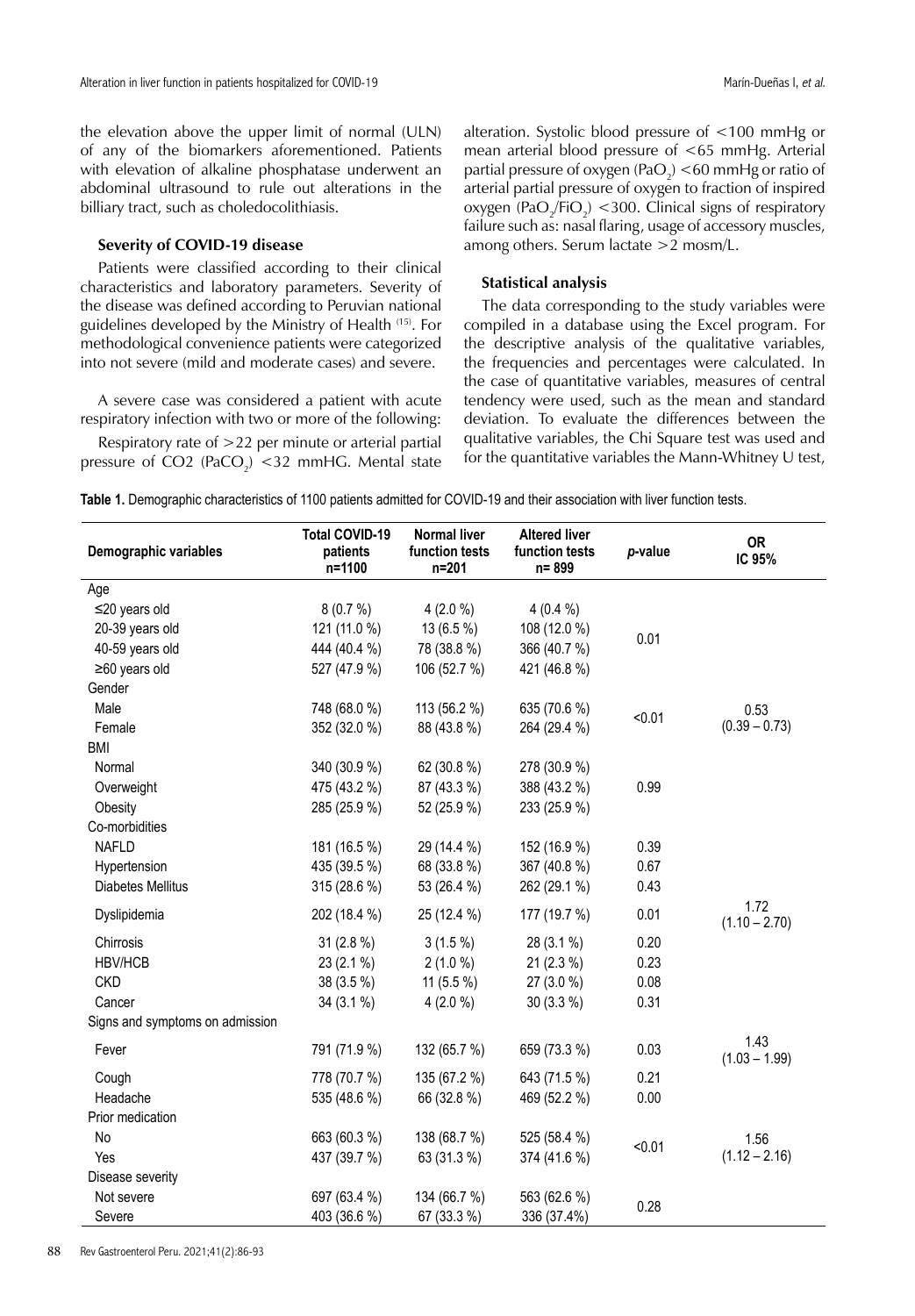the elevation above the upper limit of normal (ULN) of any of the biomarkers aforementioned. Patients with elevation of alkaline phosphatase underwent an abdominal ultrasound to rule out alterations in the billiary tract, such as choledocolithiasis.

### Severity of COVID-19 disease

Patients were classified according to their clinical characteristics and laboratory parameters. Severity of the disease was defined according to Peruvian national guidelines developed by the Ministry of Health [15]. For methodological convenience patients were categorized into not severe (mild and moderate cases) and severe.

A severe case was considered a patient with acute respiratory infection with two or more of the following:

Respiratory rate of >22 per minute or arterial partial pressure of CO2 ($PaCO_2$) <32 mmHG. Mental state alteration. Systolic blood pressure of <100 mmHg or mean arterial blood pressure of <65 mmHg. Arterial partial pressure of oxygen ($PaO_2$) <60 mmHg or ratio of arterial partial pressure of oxygen to fraction of inspired oxygen ($PaO_2/FiO_2$) <300. Clinical signs of respiratory failure such as: nasal flaring, usage of accessory muscles, among others. Serum lactate >2 mosm/L.

### Statistical analysis

The data corresponding to the study variables were compiled in a database using the Excel program. For the descriptive analysis of the qualitative variables, the frequencies and percentages were calculated. In the case of quantitative variables, measures of central tendency were used, such as the mean and standard deviation. To evaluate the differences between the qualitative variables, the Chi Square test was used and for the quantitative variables the Mann-Whitney U test,

**Table 1.** Demographic characteristics of 1100 patients admitted for COVID-19 and their association with liver function tests.

| Demographic variables | Total COVID-19 patients n=1100 | Normal liver function tests n=201 | Altered liver function tests n= 899 | *p*-value | OR IC 95% |
|---|---|---|---|---|---|
| Age | | | | | |
| ≤20 years old | 8 (0.7 %) | 4 (2.0 %) | 4 (0.4 %) | 0.01 | |
| 20-39 years old | 121 (11.0 %) | 13 (6.5 %) | 108 (12.0 %) | | |
| 40-59 years old | 444 (40.4 %) | 78 (38.8 %) | 366 (40.7 %) | | |
| ≥60 years old | 527 (47.9 %) | 106 (52.7 %) | 421 (46.8 %) | | |
| Gender | | | | | |
| Male | 748 (68.0 %) | 113 (56.2 %) | 635 (70.6 %) | <0.01 | 0.53 (0.39 – 0.73) |
| Female | 352 (32.0 %) | 88 (43.8 %) | 264 (29.4 %) | | |
| BMI | | | | | |
| Normal | 340 (30.9 %) | 62 (30.8 %) | 278 (30.9 %) | 0.99 | |
| Overweight | 475 (43.2 %) | 87 (43.3 %) | 388 (43.2 %) | | |
| Obesity | 285 (25.9 %) | 52 (25.9 %) | 233 (25.9 %) | | |
| Co-morbidities | | | | | |
| NAFLD | 181 (16.5 %) | 29 (14.4 %) | 152 (16.9 %) | 0.39 | |
| Hypertension | 435 (39.5 %) | 68 (33.8 %) | 367 (40.8 %) | 0.67 | |
| Diabetes Mellitus | 315 (28.6 %) | 53 (26.4 %) | 262 (29.1 %) | 0.43 | |
| Dyslipidemia | 202 (18.4 %) | 25 (12.4 %) | 177 (19.7 %) | 0.01 | 1.72 (1.10 – 2.70) |
| Chirrosis | 31 (2.8 %) | 3 (1.5 %) | 28 (3.1 %) | 0.20 | |
| HBV/HCB | 23 (2.1 %) | 2 (1.0 %) | 21 (2.3 %) | 0.23 | |
| CKD | 38 (3.5 %) | 11 (5.5 %) | 27 (3.0 %) | 0.08 | |
| Cancer | 34 (3.1 %) | 4 (2.0 %) | 30 (3.3 %) | 0.31 | |
| Signs and symptoms on admission | | | | | |
| Fever | 791 (71.9 %) | 132 (65.7 %) | 659 (73.3 %) | 0.03 | 1.43 (1.03 – 1.99) |
| Cough | 778 (70.7 %) | 135 (67.2 %) | 643 (71.5 %) | 0.21 | |
| Headache | 535 (48.6 %) | 66 (32.8 %) | 469 (52.2 %) | 0.00 | |
| Prior medication | | | | | |
| No | 663 (60.3 %) | 138 (68.7 %) | 525 (58.4 %) | <0.01 | 1.56 (1.12 – 2.16) |
| Yes | 437 (39.7 %) | 63 (31.3 %) | 374 (41.6 %) | | |
| Disease severity | | | | | |
| Not severe | 697 (63.4 %) | 134 (66.7 %) | 563 (62.6 %) | 0.28 | |
| Severe | 403 (36.6 %) | 67 (33.3 %) | 336 (37.4%) | | |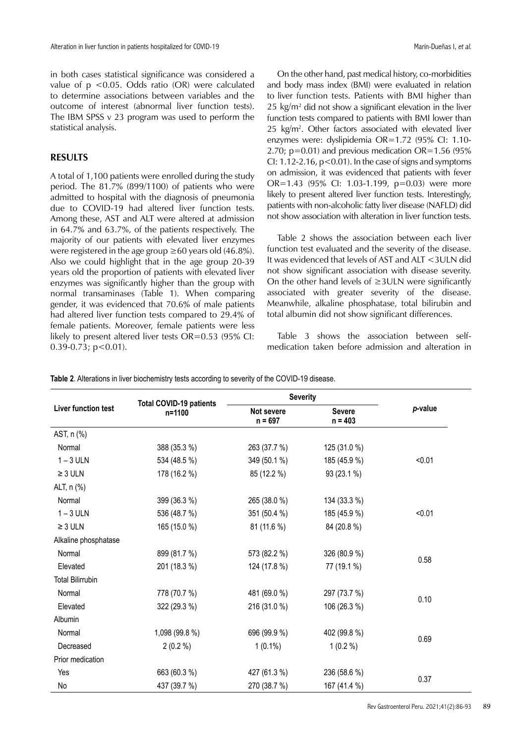in both cases statistical significance was considered a value of $p < 0.05$. Odds ratio (OR) were calculated to determine associations between variables and the outcome of interest (abnormal liver function tests). The IBM SPSS v 23 program was used to perform the statistical analysis.

## RESULTS

A total of 1,100 patients were enrolled during the study period. The 81.7% (899/1100) of patients who were admitted to hospital with the diagnosis of pneumonia due to COVID-19 had altered liver function tests. Among these, AST and ALT were altered at admission in 64.7% and 63.7%, of the patients respectively. The majority of our patients with elevated liver enzymes were registered in the age group ≥60 years old (46.8%). Also we could highlight that in the age group 20-39 years old the proportion of patients with elevated liver enzymes was significantly higher than the group with normal transaminases (Table 1). When comparing gender, it was evidenced that 70.6% of male patients had altered liver function tests compared to 29.4% of female patients. Moreover, female patients were less likely to present altered liver tests OR=0.53 (95% CI: 0.39-0.73; $p<0.01$).

On the other hand, past medical history, co-morbidities and body mass index (BMI) were evaluated in relation to liver function tests. Patients with BMI higher than 25 kg/m² did not show a significant elevation in the liver function tests compared to patients with BMI lower than 25 kg/m². Other factors associated with elevated liver enzymes were: dyslipidemia OR=1.72 (95% CI: 1.10-2.70; p=0.01) and previous medication OR=1.56 (95% CI: 1.12-2.16, $p<0.01$). In the case of signs and symptoms on admission, it was evidenced that patients with fever OR=1.43 (95% CI: 1.03-1.199, p=0.03) were more likely to present altered liver function tests. Interestingly, patients with non-alcoholic fatty liver disease (NAFLD) did not show association with alteration in liver function tests.

Table 2 shows the association between each liver function test evaluated and the severity of the disease. It was evidenced that levels of AST and ALT <3ULN did not show significant association with disease severity. On the other hand levels of ≥3ULN were significantly associated with greater severity of the disease. Meanwhile, alkaline phosphatase, total bilirubin and total albumin did not show significant differences.

Table 3 shows the association between self-medication taken before admission and alteration in

**Table 2**. Alterations in liver biochemistry tests according to severity of the COVID-19 disease.

| Liver function test | Total COVID-19 patients n=1100 | Severity | | *p*-value |
|---|---|---|---|---|
| | | Not severe n = 697 | Severe n = 403 | |
| AST, n (%) | | | | |
| Normal | 388 (35.3 %) | 263 (37.7 %) | 125 (31.0 %) | |
| 1 – 3 ULN | 534 (48.5 %) | 349 (50.1 %) | 185 (45.9 %) | <0.01 |
| ≥ 3 ULN | 178 (16.2 %) | 85 (12.2 %) | 93 (23.1 %) | |
| ALT, n (%) | | | | |
| Normal | 399 (36.3 %) | 265 (38.0 %) | 134 (33.3 %) | |
| 1 – 3 ULN | 536 (48.7 %) | 351 (50.4 %) | 185 (45.9 %) | <0.01 |
| ≥ 3 ULN | 165 (15.0 %) | 81 (11.6 %) | 84 (20.8 %) | |
| Alkaline phosphatase | | | | |
| Normal | 899 (81.7 %) | 573 (82.2 %) | 326 (80.9 %) | 0.58 |
| Elevated | 201 (18.3 %) | 124 (17.8 %) | 77 (19.1 %) | |
| Total Bilirrubin | | | | |
| Normal | 778 (70.7 %) | 481 (69.0 %) | 297 (73.7 %) | 0.10 |
| Elevated | 322 (29.3 %) | 216 (31.0 %) | 106 (26.3 %) | |
| Albumin | | | | |
| Normal | 1,098 (99.8 %) | 696 (99.9 %) | 402 (99.8 %) | 0.69 |
| Decreased | 2 (0.2 %) | 1 (0.1%) | 1 (0.2 %) | |
| Prior medication | | | | |
| Yes | 663 (60.3 %) | 427 (61.3 %) | 236 (58.6 %) | 0.37 |
| No | 437 (39.7 %) | 270 (38.7 %) | 167 (41.4 %) | |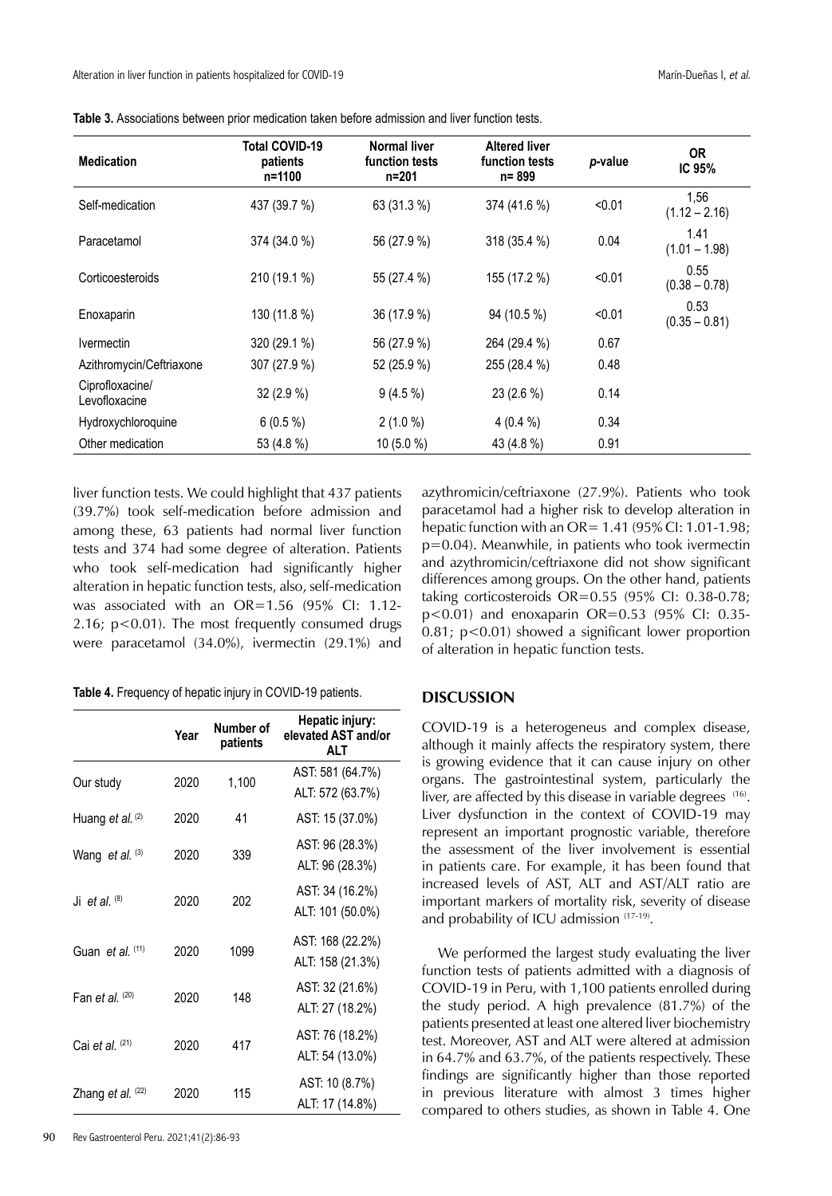**Table 3.** Associations between prior medication taken before admission and liver function tests.

| Medication | Total COVID-19 patients n=1100 | Normal liver function tests n=201 | Altered liver function tests n= 899 | *p*-value | OR IC 95% |
|---|---|---|---|---|---|
| Self-medication | 437 (39.7 %) | 63 (31.3 %) | 374 (41.6 %) | <0.01 | 1,56 (1.12 – 2.16) |
| Paracetamol | 374 (34.0 %) | 56 (27.9 %) | 318 (35.4 %) | 0.04 | 1.41 (1.01 – 1.98) |
| Corticoesteroids | 210 (19.1 %) | 55 (27.4 %) | 155 (17.2 %) | <0.01 | 0.55 (0.38 – 0.78) |
| Enoxaparin | 130 (11.8 %) | 36 (17.9 %) | 94 (10.5 %) | <0.01 | 0.53 (0.35 – 0.81) |
| Ivermectin | 320 (29.1 %) | 56 (27.9 %) | 264 (29.4 %) | 0.67 | |
| Azithromycin/Ceftriaxone | 307 (27.9 %) | 52 (25.9 %) | 255 (28.4 %) | 0.48 | |
| Ciprofloxacine/ Levofloxacine | 32 (2.9 %) | 9 (4.5 %) | 23 (2.6 %) | 0.14 | |
| Hydroxychloroquine | 6 (0.5 %) | 2 (1.0 %) | 4 (0.4 %) | 0.34 | |
| Other medication | 53 (4.8 %) | 10 (5.0 %) | 43 (4.8 %) | 0.91 | |

liver function tests. We could highlight that 437 patients (39.7%) took self-medication before admission and among these, 63 patients had normal liver function tests and 374 had some degree of alteration. Patients who took self-medication had significantly higher alteration in hepatic function tests, also, self-medication was associated with an OR=1.56 (95% CI: 1.12-2.16; $p<0.01$). The most frequently consumed drugs were paracetamol (34.0%), ivermectin (29.1%) and azythromicin/ceftriaxone (27.9%). Patients who took paracetamol had a higher risk to develop alteration in hepatic function with an OR= 1.41 (95% CI: 1.01-1.98; $p=0.04$). Meanwhile, in patients who took ivermectin and azythromicin/ceftriaxone did not show significant differences among groups. On the other hand, patients taking corticosteroids OR=0.55 (95% CI: 0.38-0.78; $p<0.01$) and enoxaparin OR=0.53 (95% CI: 0.35-0.81; $p<0.01$) showed a significant lower proportion of alteration in hepatic function tests.

**Table 4.** Frequency of hepatic injury in COVID-19 patients.

| | Year | Number of patients | Hepatic injury: elevated AST and/or ALT |
|---|---|---|---|
| Our study | 2020 | 1,100 | AST: 581 (64.7%) ALT: 572 (63.7%) |
| Huang *et al.* [2] | 2020 | 41 | AST: 15 (37.0%) |
| Wang *et al.* [3] | 2020 | 339 | AST: 96 (28.3%) ALT: 96 (28.3%) |
| Ji *et al.* [8] | 2020 | 202 | AST: 34 (16.2%) ALT: 101 (50.0%) |
| Guan *et al.* [11] | 2020 | 1099 | AST: 168 (22.2%) ALT: 158 (21.3%) |
| Fan *et al.* [20] | 2020 | 148 | AST: 32 (21.6%) ALT: 27 (18.2%) |
| Cai *et al.* [21] | 2020 | 417 | AST: 76 (18.2%) ALT: 54 (13.0%) |
| Zhang *et al.* [22] | 2020 | 115 | AST: 10 (8.7%) ALT: 17 (14.8%) |

## DISCUSSION

COVID-19 is a heterogeneous and complex disease, although it mainly affects the respiratory system, there is growing evidence that it can cause injury on other organs. The gastrointestinal system, particularly the liver, are affected by this disease in variable degrees [16]. Liver dysfunction in the context of COVID-19 may represent an important prognostic variable, therefore the assessment of the liver involvement is essential in patients care. For example, it has been found that increased levels of AST, ALT and AST/ALT ratio are important markers of mortality risk, severity of disease and probability of ICU admission [17-19].

We performed the largest study evaluating the liver function tests of patients admitted with a diagnosis of COVID-19 in Peru, with 1,100 patients enrolled during the study period. A high prevalence (81.7%) of the patients presented at least one altered liver biochemistry test. Moreover, AST and ALT were altered at admission in 64.7% and 63.7%, of the patients respectively. These findings are significantly higher than those reported in previous literature with almost 3 times higher compared to others studies, as shown in Table 4. One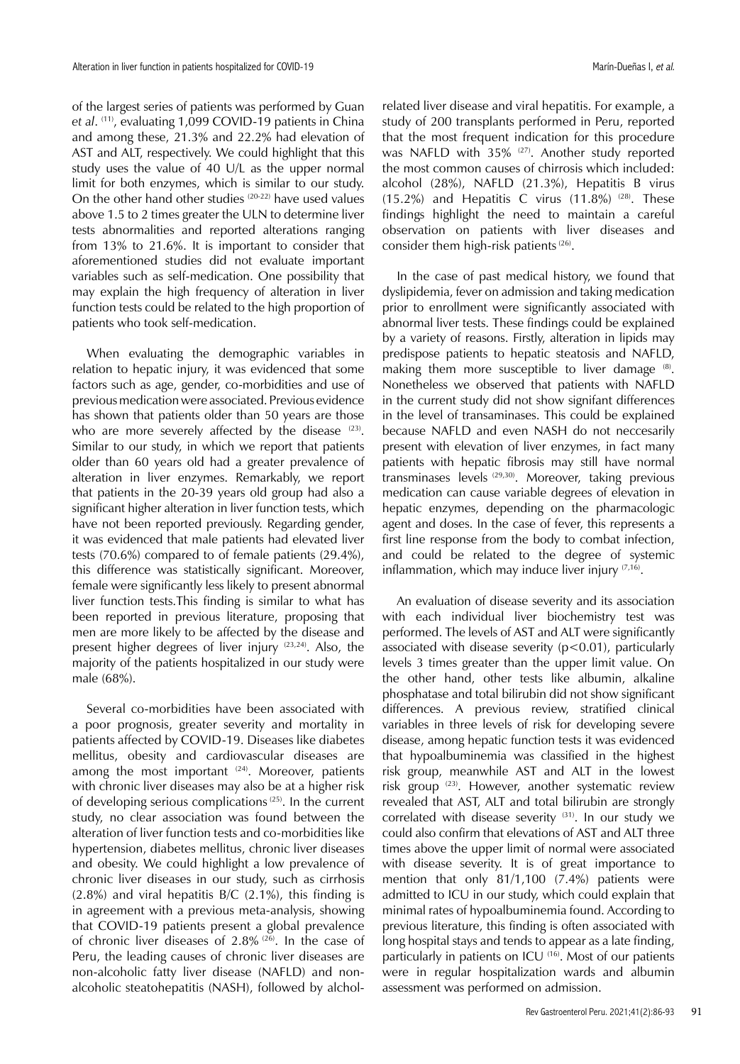of the largest series of patients was performed by Guan *et al*. [11], evaluating 1,099 COVID-19 patients in China and among these, 21.3% and 22.2% had elevation of AST and ALT, respectively. We could highlight that this study uses the value of 40 U/L as the upper normal limit for both enzymes, which is similar to our study. On the other hand other studies [20-22] have used values above 1.5 to 2 times greater the ULN to determine liver tests abnormalities and reported alterations ranging from 13% to 21.6%. It is important to consider that aforementioned studies did not evaluate important variables such as self-medication. One possibility that may explain the high frequency of alteration in liver function tests could be related to the high proportion of patients who took self-medication.

When evaluating the demographic variables in relation to hepatic injury, it was evidenced that some factors such as age, gender, co-morbidities and use of previous medication were associated. Previous evidence has shown that patients older than 50 years are those who are more severely affected by the disease [23]. Similar to our study, in which we report that patients older than 60 years old had a greater prevalence of alteration in liver enzymes. Remarkably, we report that patients in the 20-39 years old group had also a significant higher alteration in liver function tests, which have not been reported previously. Regarding gender, it was evidenced that male patients had elevated liver tests (70.6%) compared to of female patients (29.4%), this difference was statistically significant. Moreover, female were significantly less likely to present abnormal liver function tests.This finding is similar to what has been reported in previous literature, proposing that men are more likely to be affected by the disease and present higher degrees of liver injury [23,24]. Also, the majority of the patients hospitalized in our study were male (68%).

Several co-morbidities have been associated with a poor prognosis, greater severity and mortality in patients affected by COVID-19. Diseases like diabetes mellitus, obesity and cardiovascular diseases are among the most important [24]. Moreover, patients with chronic liver diseases may also be at a higher risk of developing serious complications [25]. In the current study, no clear association was found between the alteration of liver function tests and co-morbidities like hypertension, diabetes mellitus, chronic liver diseases and obesity. We could highlight a low prevalence of chronic liver diseases in our study, such as cirrhosis (2.8%) and viral hepatitis B/C (2.1%), this finding is in agreement with a previous meta-analysis, showing that COVID-19 patients present a global prevalence of chronic liver diseases of 2.8% [26]. In the case of Peru, the leading causes of chronic liver diseases are non-alcoholic fatty liver disease (NAFLD) and non-alcoholic steatohepatitis (NASH), followed by alchol-related liver disease and viral hepatitis. For example, a study of 200 transplants performed in Peru, reported that the most frequent indication for this procedure was NAFLD with 35% [27]. Another study reported the most common causes of chirrosis which included: alcohol (28%), NAFLD (21.3%), Hepatitis B virus (15.2%) and Hepatitis C virus (11.8%) [28]. These findings highlight the need to maintain a careful observation on patients with liver diseases and consider them high-risk patients [26].

In the case of past medical history, we found that dyslipidemia, fever on admission and taking medication prior to enrollment were significantly associated with abnormal liver tests. These findings could be explained by a variety of reasons. Firstly, alteration in lipids may predispose patients to hepatic steatosis and NAFLD, making them more susceptible to liver damage [8]. Nonetheless we observed that patients with NAFLD in the current study did not show signifant differences in the level of transaminases. This could be explained because NAFLD and even NASH do not neccesarily present with elevation of liver enzymes, in fact many patients with hepatic fibrosis may still have normal transminases levels [29,30]. Moreover, taking previous medication can cause variable degrees of elevation in hepatic enzymes, depending on the pharmacologic agent and doses. In the case of fever, this represents a first line response from the body to combat infection, and could be related to the degree of systemic inflammation, which may induce liver injury [7,16].

An evaluation of disease severity and its association with each individual liver biochemistry test was performed. The levels of AST and ALT were significantly associated with disease severity ($p<0.01$), particularly levels 3 times greater than the upper limit value. On the other hand, other tests like albumin, alkaline phosphatase and total bilirubin did not show significant differences. A previous review, stratified clinical variables in three levels of risk for developing severe disease, among hepatic function tests it was evidenced that hypoalbuminemia was classified in the highest risk group, meanwhile AST and ALT in the lowest risk group [23]. However, another systematic review revealed that AST, ALT and total bilirubin are strongly correlated with disease severity [31]. In our study we could also confirm that elevations of AST and ALT three times above the upper limit of normal were associated with disease severity. It is of great importance to mention that only 81/1,100 (7.4%) patients were admitted to ICU in our study, which could explain that minimal rates of hypoalbuminemia found. According to previous literature, this finding is often associated with long hospital stays and tends to appear as a late finding, particularly in patients on ICU [16]. Most of our patients were in regular hospitalization wards and albumin assessment was performed on admission.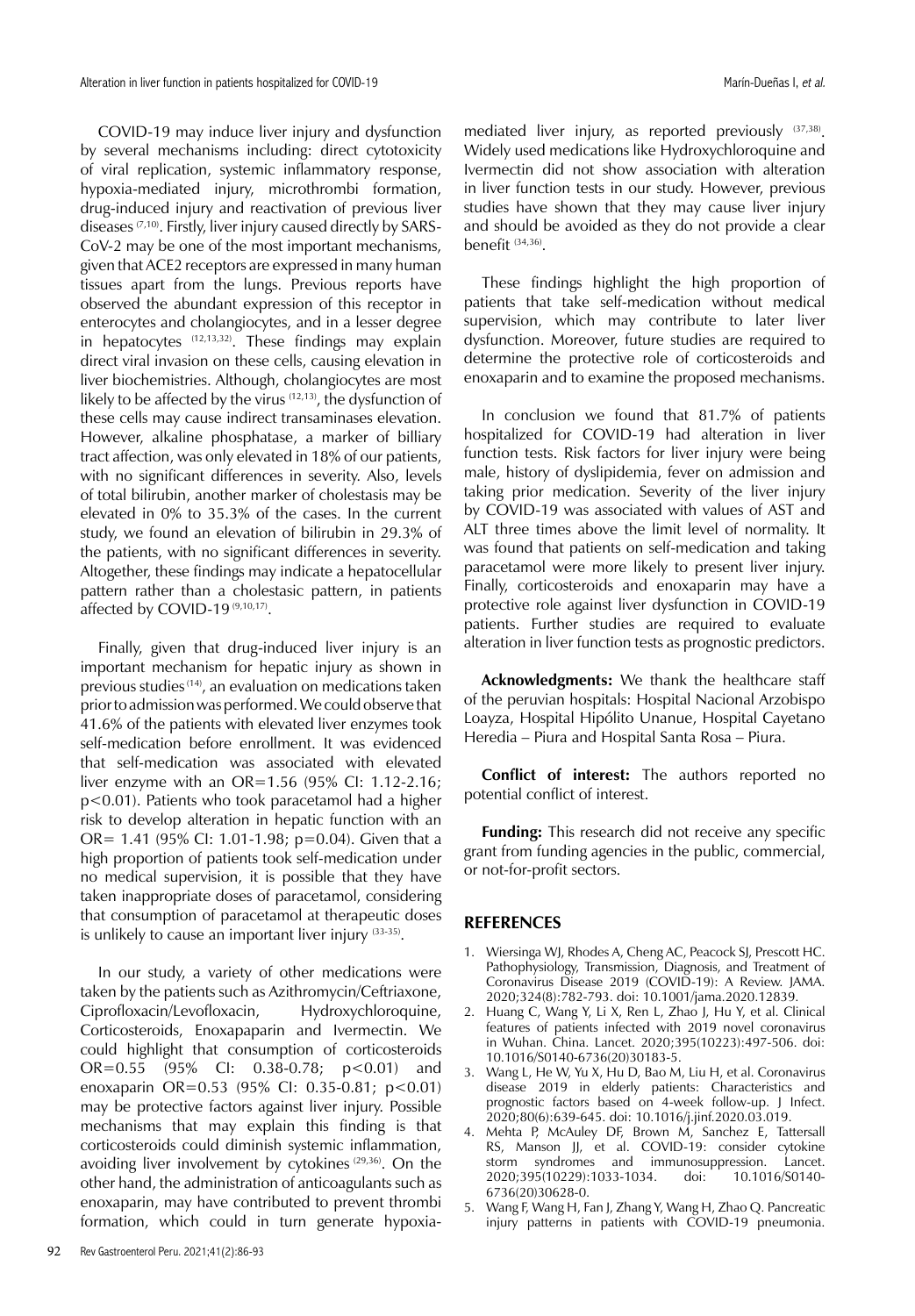COVID-19 may induce liver injury and dysfunction by several mechanisms including: direct cytotoxicity of viral replication, systemic inflammatory response, hypoxia-mediated injury, microthrombi formation, drug-induced injury and reactivation of previous liver diseases [7,10]. Firstly, liver injury caused directly by SARS-CoV-2 may be one of the most important mechanisms, given that ACE2 receptors are expressed in many human tissues apart from the lungs. Previous reports have observed the abundant expression of this receptor in enterocytes and cholangiocytes, and in a lesser degree in hepatocytes [12,13,32]. These findings may explain direct viral invasion on these cells, causing elevation in liver biochemistries. Although, cholangiocytes are most likely to be affected by the virus [12,13], the dysfunction of these cells may cause indirect transaminases elevation. However, alkaline phosphatase, a marker of billiary tract affection, was only elevated in 18% of our patients, with no significant differences in severity. Also, levels of total bilirubin, another marker of cholestasis may be elevated in 0% to 35.3% of the cases. In the current study, we found an elevation of bilirubin in 29.3% of the patients, with no significant differences in severity. Altogether, these findings may indicate a hepatocellular pattern rather than a cholestasic pattern, in patients affected by COVID-19 [9,10,17].

Finally, given that drug-induced liver injury is an important mechanism for hepatic injury as shown in previous studies [14], an evaluation on medications taken prior to admission was performed. We could observe that 41.6% of the patients with elevated liver enzymes took self-medication before enrollment. It was evidenced that self-medication was associated with elevated liver enzyme with an OR=1.56 (95% CI: 1.12-2.16; $p<0.01$). Patients who took paracetamol had a higher risk to develop alteration in hepatic function with an OR= 1.41 (95% CI: 1.01-1.98; $p=0.04$). Given that a high proportion of patients took self-medication under no medical supervision, it is possible that they have taken inappropriate doses of paracetamol, considering that consumption of paracetamol at therapeutic doses is unlikely to cause an important liver injury [33-35].

In our study, a variety of other medications were taken by the patients such as Azithromycin/Ceftriaxone, Ciprofloxacin/Levofloxacin, Hydroxychloroquine, Corticosteroids, Enoxapaparin and Ivermectin. We could highlight that consumption of corticosteroids OR=0.55 (95% CI: 0.38-0.78; $p<0.01$) and enoxaparin OR=0.53 (95% CI: 0.35-0.81; $p<0.01$) may be protective factors against liver injury. Possible mechanisms that may explain this finding is that corticosteroids could diminish systemic inflammation, avoiding liver involvement by cytokines [29,36]. On the other hand, the administration of anticoagulants such as enoxaparin, may have contributed to prevent thrombi formation, which could in turn generate hypoxia-mediated liver injury, as reported previously [37,38]. Widely used medications like Hydroxychloroquine and Ivermectin did not show association with alteration in liver function tests in our study. However, previous studies have shown that they may cause liver injury and should be avoided as they do not provide a clear benefit [34,36].

These findings highlight the high proportion of patients that take self-medication without medical supervision, which may contribute to later liver dysfunction. Moreover, future studies are required to determine the protective role of corticosteroids and enoxaparin and to examine the proposed mechanisms.

In conclusion we found that 81.7% of patients hospitalized for COVID-19 had alteration in liver function tests. Risk factors for liver injury were being male, history of dyslipidemia, fever on admission and taking prior medication. Severity of the liver injury by COVID-19 was associated with values of AST and ALT three times above the limit level of normality. It was found that patients on self-medication and taking paracetamol were more likely to present liver injury. Finally, corticosteroids and enoxaparin may have a protective role against liver dysfunction in COVID-19 patients. Further studies are required to evaluate alteration in liver function tests as prognostic predictors.

**Acknowledgments:** We thank the healthcare staff of the peruvian hospitals: Hospital Nacional Arzobispo Loayza, Hospital Hipólito Unanue, Hospital Cayetano Heredia – Piura and Hospital Santa Rosa – Piura.

**Conflict of interest:** The authors reported no potential conflict of interest.

**Funding:** This research did not receive any specific grant from funding agencies in the public, commercial, or not-for-profit sectors.

## REFERENCES

1. Wiersinga WJ, Rhodes A, Cheng AC, Peacock SJ, Prescott HC. Pathophysiology, Transmission, Diagnosis, and Treatment of Coronavirus Disease 2019 (COVID-19): A Review. JAMA. 2020;324(8):782-793. doi: 10.1001/jama.2020.12839.
2. Huang C, Wang Y, Li X, Ren L, Zhao J, Hu Y, et al. Clinical features of patients infected with 2019 novel coronavirus in Wuhan. China. Lancet. 2020;395(10223):497-506. doi: 10.1016/S0140-6736(20)30183-5.
3. Wang L, He W, Yu X, Hu D, Bao M, Liu H, et al. Coronavirus disease 2019 in elderly patients: Characteristics and prognostic factors based on 4-week follow-up. J Infect. 2020;80(6):639-645. doi: 10.1016/j.jinf.2020.03.019.
4. Mehta P, McAuley DF, Brown M, Sanchez E, Tattersall RS, Manson JJ, et al. COVID-19: consider cytokine storm syndromes and immunosuppression. Lancet. 2020;395(10229):1033-1034. doi: 10.1016/S0140-6736(20)30628-0.
5. Wang F, Wang H, Fan J, Zhang Y, Wang H, Zhao Q. Pancreatic injury patterns in patients with COVID-19 pneumonia.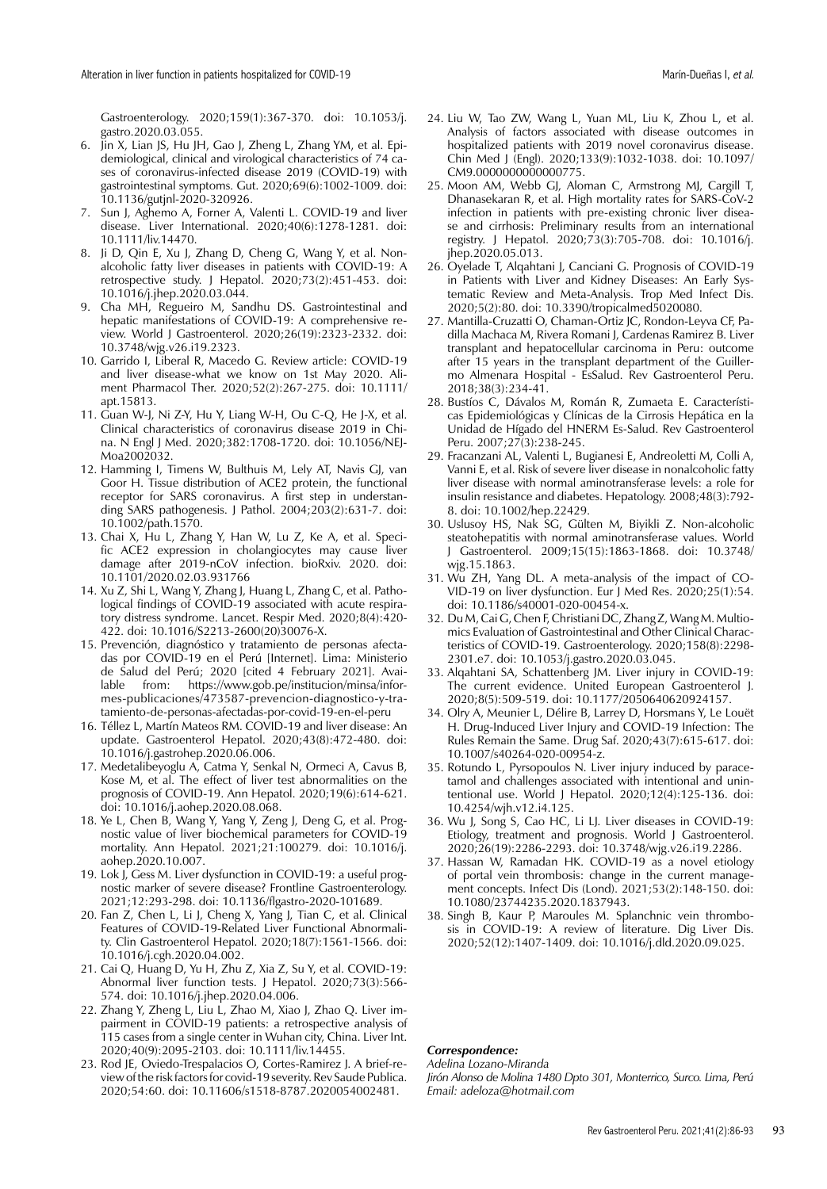Gastroenterology. 2020;159(1):367-370. doi: 10.1053/j.gastro.2020.03.055.

6. Jin X, Lian JS, Hu JH, Gao J, Zheng L, Zhang YM, et al. Epidemiological, clinical and virological characteristics of 74 cases of coronavirus-infected disease 2019 (COVID-19) with gastrointestinal symptoms. Gut. 2020;69(6):1002-1009. doi: 10.1136/gutjnl-2020-320926.
7. Sun J, Aghemo A, Forner A, Valenti L. COVID-19 and liver disease. Liver International. 2020;40(6):1278-1281. doi: 10.1111/liv.14470.
8. Ji D, Qin E, Xu J, Zhang D, Cheng G, Wang Y, et al. Non-alcoholic fatty liver diseases in patients with COVID-19: A retrospective study. J Hepatol. 2020;73(2):451-453. doi: 10.1016/j.jhep.2020.03.044.
9. Cha MH, Regueiro M, Sandhu DS. Gastrointestinal and hepatic manifestations of COVID-19: A comprehensive review. World J Gastroenterol. 2020;26(19):2323-2332. doi: 10.3748/wjg.v26.i19.2323.
10. Garrido I, Liberal R, Macedo G. Review article: COVID-19 and liver disease-what we know on 1st May 2020. Aliment Pharmacol Ther. 2020;52(2):267-275. doi: 10.1111/apt.15813.
11. Guan W-J, Ni Z-Y, Hu Y, Liang W-H, Ou C-Q, He J-X, et al. Clinical characteristics of coronavirus disease 2019 in China. N Engl J Med. 2020;382:1708-1720. doi: 10.1056/NEJMoa2002032.
12. Hamming I, Timens W, Bulthuis M, Lely AT, Navis GJ, van Goor H. Tissue distribution of ACE2 protein, the functional receptor for SARS coronavirus. A first step in understanding SARS pathogenesis. J Pathol. 2004;203(2):631-7. doi: 10.1002/path.1570.
13. Chai X, Hu L, Zhang Y, Han W, Lu Z, Ke A, et al. Specific ACE2 expression in cholangiocytes may cause liver damage after 2019-nCoV infection. bioRxiv. 2020. doi: 10.1101/2020.02.03.931766
14. Xu Z, Shi L, Wang Y, Zhang J, Huang L, Zhang C, et al. Pathological findings of COVID-19 associated with acute respiratory distress syndrome. Lancet. Respir Med. 2020;8(4):420-422. doi: 10.1016/S2213-2600(20)30076-X.
15. Prevención, diagnóstico y tratamiento de personas afectadas por COVID-19 en el Perú [Internet]. Lima: Ministerio de Salud del Perú; 2020 [cited 4 February 2021]. Available from: https://www.gob.pe/institucion/minsa/informes-publicaciones/473587-prevencion-diagnostico-y-tratamiento-de-personas-afectadas-por-covid-19-en-el-peru
16. Téllez L, Martín Mateos RM. COVID-19 and liver disease: An update. Gastroenterol Hepatol. 2020;43(8):472-480. doi: 10.1016/j.gastrohep.2020.06.006.
17. Medetalibeyoglu A, Catma Y, Senkal N, Ormeci A, Cavus B, Kose M, et al. The effect of liver test abnormalities on the prognosis of COVID-19. Ann Hepatol. 2020;19(6):614-621. doi: 10.1016/j.aohep.2020.08.068.
18. Ye L, Chen B, Wang Y, Yang Y, Zeng J, Deng G, et al. Prognostic value of liver biochemical parameters for COVID-19 mortality. Ann Hepatol. 2021;21:100279. doi: 10.1016/j.aohep.2020.10.007.
19. Lok J, Gess M. Liver dysfunction in COVID-19: a useful prognostic marker of severe disease? Frontline Gastroenterology. 2021;12:293-298. doi: 10.1136/flgastro-2020-101689.
20. Fan Z, Chen L, Li J, Cheng X, Yang J, Tian C, et al. Clinical Features of COVID-19-Related Liver Functional Abnormality. Clin Gastroenterol Hepatol. 2020;18(7):1561-1566. doi: 10.1016/j.cgh.2020.04.002.
21. Cai Q, Huang D, Yu H, Zhu Z, Xia Z, Su Y, et al. COVID-19: Abnormal liver function tests. J Hepatol. 2020;73(3):566-574. doi: 10.1016/j.jhep.2020.04.006.
22. Zhang Y, Zheng L, Liu L, Zhao M, Xiao J, Zhao Q. Liver impairment in COVID-19 patients: a retrospective analysis of 115 cases from a single center in Wuhan city, China. Liver Int. 2020;40(9):2095-2103. doi: 10.1111/liv.14455.
23. Rod JE, Oviedo-Trespalacios O, Cortes-Ramirez J. A brief-review of the risk factors for covid-19 severity. Rev Saude Publica. 2020;54:60. doi: 10.11606/s1518-8787.2020054002481.
24. Liu W, Tao ZW, Wang L, Yuan ML, Liu K, Zhou L, et al. Analysis of factors associated with disease outcomes in hospitalized patients with 2019 novel coronavirus disease. Chin Med J (Engl). 2020;133(9):1032-1038. doi: 10.1097/CM9.0000000000000775.
25. Moon AM, Webb GJ, Aloman C, Armstrong MJ, Cargill T, Dhanasekaran R, et al. High mortality rates for SARS-CoV-2 infection in patients with pre-existing chronic liver disease and cirrhosis: Preliminary results from an international registry. J Hepatol. 2020;73(3):705-708. doi: 10.1016/j.jhep.2020.05.013.
26. Oyelade T, Alqahtani J, Canciani G. Prognosis of COVID-19 in Patients with Liver and Kidney Diseases: An Early Systematic Review and Meta-Analysis. Trop Med Infect Dis. 2020;5(2):80. doi: 10.3390/tropicalmed5020080.
27. Mantilla-Cruzatti O, Chaman-Ortiz JC, Rondon-Leyva CF, Padilla Machaca M, Rivera Romani J, Cardenas Ramirez B. Liver transplant and hepatocellular carcinoma in Peru: outcome after 15 years in the transplant department of the Guillermo Almenara Hospital - EsSalud. Rev Gastroenterol Peru. 2018;38(3):234-41.
28. Bustíos C, Dávalos M, Román R, Zumaeta E. Características Epidemiológicas y Clínicas de la Cirrosis Hepática en la Unidad de Hígado del HNERM Es-Salud. Rev Gastroenterol Peru. 2007;27(3):238-245.
29. Fracanzani AL, Valenti L, Bugianesi E, Andreoletti M, Colli A, Vanni E, et al. Risk of severe liver disease in nonalcoholic fatty liver disease with normal aminotransferase levels: a role for insulin resistance and diabetes. Hepatology. 2008;48(3):792-8. doi: 10.1002/hep.22429.
30. Uslusoy HS, Nak SG, Gülten M, Biyikli Z. Non-alcoholic steatohepatitis with normal aminotransferase values. World J Gastroenterol. 2009;15(15):1863-1868. doi: 10.3748/wjg.15.1863.
31. Wu ZH, Yang DL. A meta-analysis of the impact of COVID-19 on liver dysfunction. Eur J Med Res. 2020;25(1):54. doi: 10.1186/s40001-020-00454-x.
32. Du M, Cai G, Chen F, Christiani DC, Zhang Z, Wang M. Multiomics Evaluation of Gastrointestinal and Other Clinical Characteristics of COVID-19. Gastroenterology. 2020;158(8):2298-2301.e7. doi: 10.1053/j.gastro.2020.03.045.
33. Alqahtani SA, Schattenberg JM. Liver injury in COVID-19: The current evidence. United European Gastroenterol J. 2020;8(5):509-519. doi: 10.1177/2050640620924157.
34. Olry A, Meunier L, Délire B, Larrey D, Horsmans Y, Le Louët H. Drug-Induced Liver Injury and COVID-19 Infection: The Rules Remain the Same. Drug Saf. 2020;43(7):615-617. doi: 10.1007/s40264-020-00954-z.
35. Rotundo L, Pyrsopoulos N. Liver injury induced by paracetamol and challenges associated with intentional and unintentional use. World J Hepatol. 2020;12(4):125-136. doi: 10.4254/wjh.v12.i4.125.
36. Wu J, Song S, Cao HC, Li LJ. Liver diseases in COVID-19: Etiology, treatment and prognosis. World J Gastroenterol. 2020;26(19):2286-2293. doi: 10.3748/wjg.v26.i19.2286.
37. Hassan W, Ramadan HK. COVID-19 as a novel etiology of portal vein thrombosis: change in the current management concepts. Infect Dis (Lond). 2021;53(2):148-150. doi: 10.1080/23744235.2020.1837943.
38. Singh B, Kaur P, Maroules M. Splanchnic vein thrombosis in COVID-19: A review of literature. Dig Liver Dis. 2020;52(12):1407-1409. doi: 10.1016/j.dld.2020.09.025.

***Correspondence:***
*Adelina Lozano-Miranda*
*Jirón Alonso de Molina 1480 Dpto 301, Monterrico, Surco. Lima, Perú*
*Email: adeloza@hotmail.com*